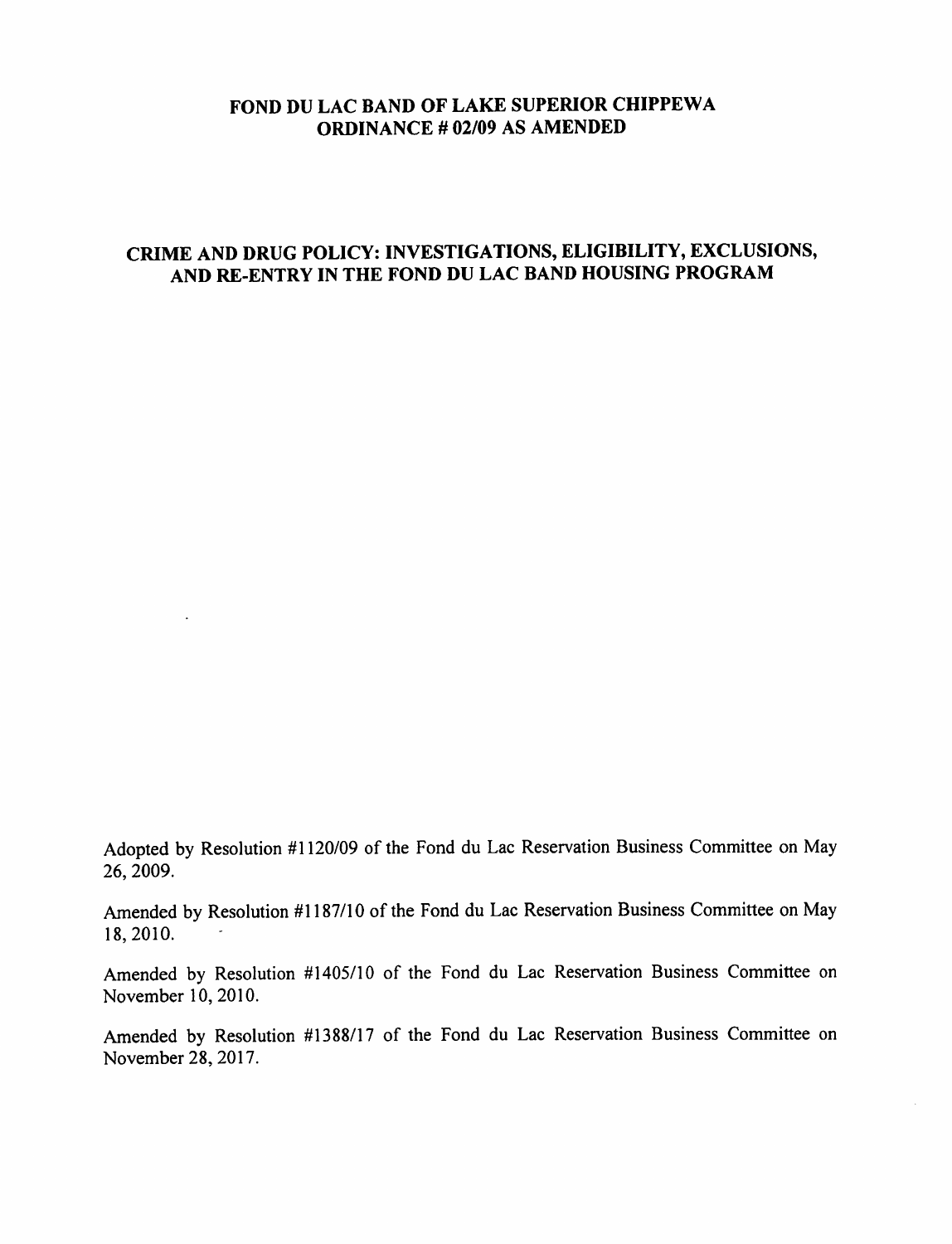# FOND DU LAC BAND OF LAKE SUPERIOR CHIPPEWA
# ORDINANCE # 02/09 AS AMENDED

## CRIME AND DRUG POLICY: INVESTIGATIONS, ELIGIBILITY, EXCLUSIONS, AND RE-ENTRY IN THE FOND DU LAC BAND HOUSING PROGRAM

Adopted by Resolution #1120/09 of the Fond du Lac Reservation Business Committee on May 26, 2009.

Amended by Resolution #1187/10 of the Fond du Lac Reservation Business Committee on May 18, 2010.

Amended by Resolution #1405/10 of the Fond du Lac Reservation Business Committee on November 10, 2010.

Amended by Resolution #1388/17 of the Fond du Lac Reservation Business Committee on November 28, 2017.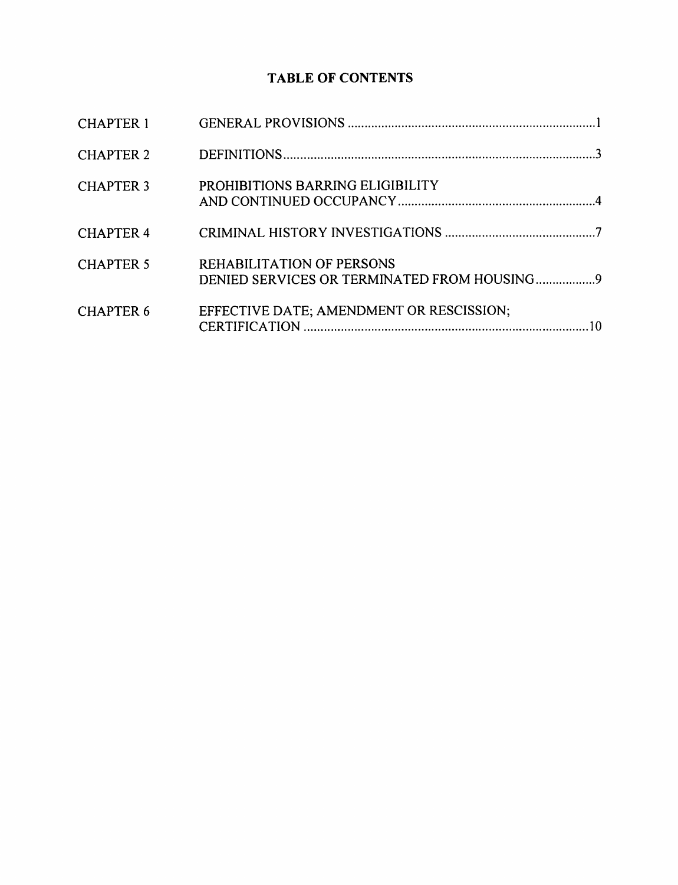# TABLE OF CONTENTS

| | | |
|---|---|---|
| CHAPTER 1 | GENERAL PROVISIONS | 1 |
| CHAPTER 2 | DEFINITIONS | 3 |
| CHAPTER 3 | PROHIBITIONS BARRING ELIGIBILITY AND CONTINUED OCCUPANCY | 4 |
| CHAPTER 4 | CRIMINAL HISTORY INVESTIGATIONS | 7 |
| CHAPTER 5 | REHABILITATION OF PERSONS DENIED SERVICES OR TERMINATED FROM HOUSING | 9 |
| CHAPTER 6 | EFFECTIVE DATE; AMENDMENT OR RESCISSION; CERTIFICATION | 10 |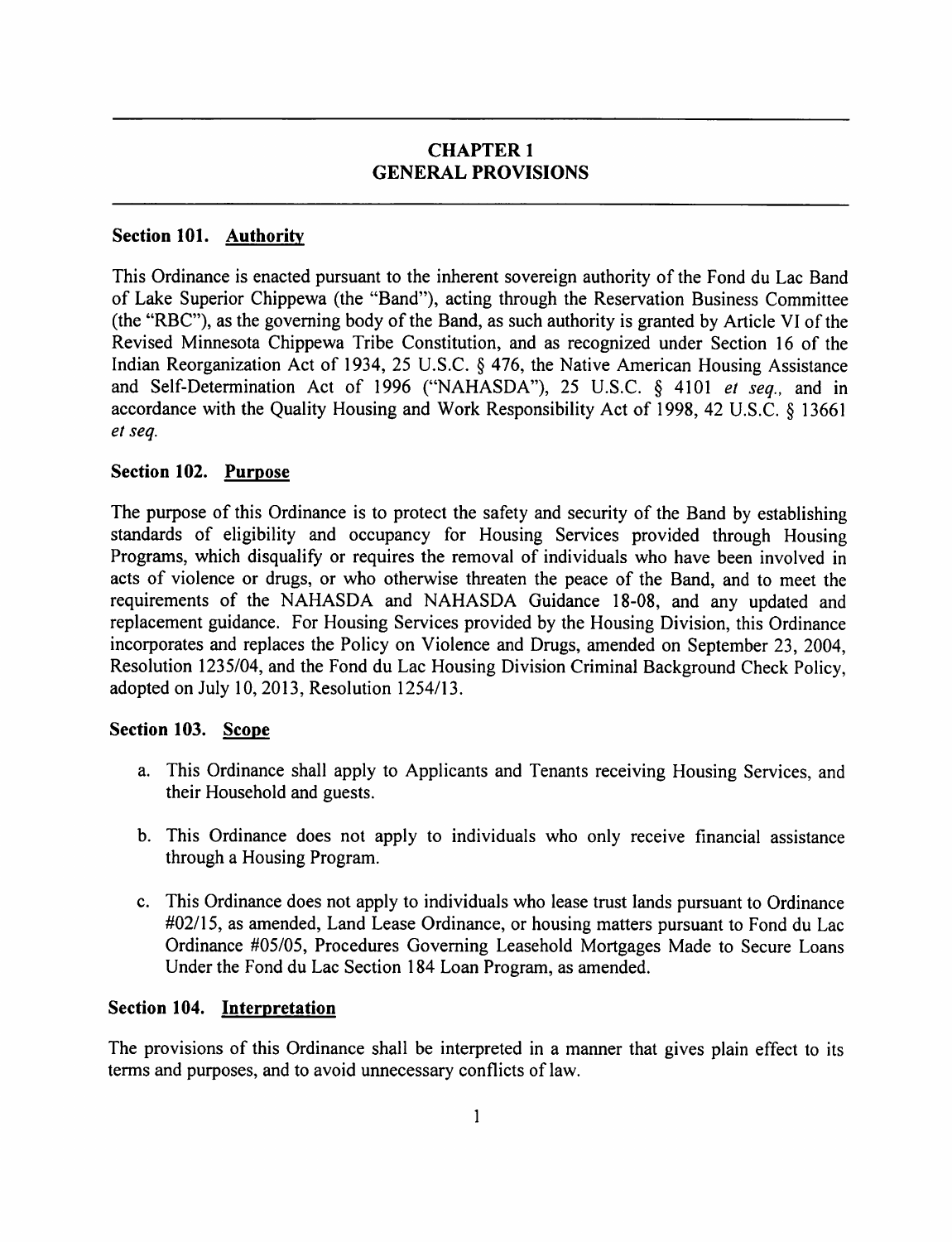# CHAPTER 1
# GENERAL PROVISIONS

## Section 101. Authority

This Ordinance is enacted pursuant to the inherent sovereign authority of the Fond du Lac Band of Lake Superior Chippewa (the "Band"), acting through the Reservation Business Committee (the "RBC"), as the governing body of the Band, as such authority is granted by Article VI of the Revised Minnesota Chippewa Tribe Constitution, and as recognized under Section 16 of the Indian Reorganization Act of 1934, 25 U.S.C. § 476, the Native American Housing Assistance and Self-Determination Act of 1996 ("NAHASDA"), 25 U.S.C. § 4101 *et seq.*, and in accordance with the Quality Housing and Work Responsibility Act of 1998, 42 U.S.C. § 13661 *et seq.*

## Section 102. Purpose

The purpose of this Ordinance is to protect the safety and security of the Band by establishing standards of eligibility and occupancy for Housing Services provided through Housing Programs, which disqualify or requires the removal of individuals who have been involved in acts of violence or drugs, or who otherwise threaten the peace of the Band, and to meet the requirements of the NAHASDA and NAHASDA Guidance 18-08, and any updated and replacement guidance. For Housing Services provided by the Housing Division, this Ordinance incorporates and replaces the Policy on Violence and Drugs, amended on September 23, 2004, Resolution 1235/04, and the Fond du Lac Housing Division Criminal Background Check Policy, adopted on July 10, 2013, Resolution 1254/13.

## Section 103. Scope

a. This Ordinance shall apply to Applicants and Tenants receiving Housing Services, and their Household and guests.

b. This Ordinance does not apply to individuals who only receive financial assistance through a Housing Program.

c. This Ordinance does not apply to individuals who lease trust lands pursuant to Ordinance #02/15, as amended, Land Lease Ordinance, or housing matters pursuant to Fond du Lac Ordinance #05/05, Procedures Governing Leasehold Mortgages Made to Secure Loans Under the Fond du Lac Section 184 Loan Program, as amended.

## Section 104. Interpretation

The provisions of this Ordinance shall be interpreted in a manner that gives plain effect to its terms and purposes, and to avoid unnecessary conflicts of law.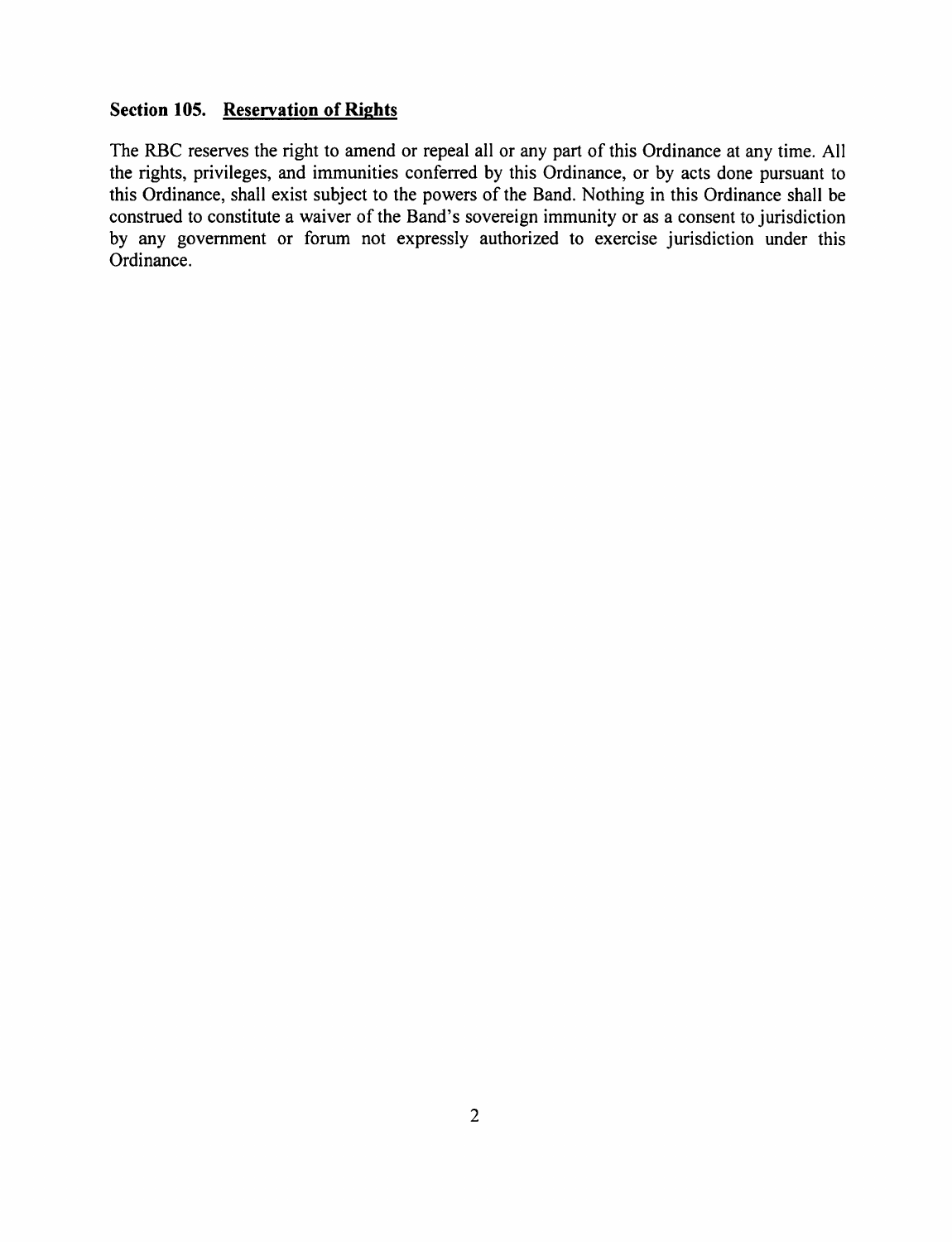### Section 105. Reservation of Rights

The RBC reserves the right to amend or repeal all or any part of this Ordinance at any time. All the rights, privileges, and immunities conferred by this Ordinance, or by acts done pursuant to this Ordinance, shall exist subject to the powers of the Band. Nothing in this Ordinance shall be construed to constitute a waiver of the Band's sovereign immunity or as a consent to jurisdiction by any government or forum not expressly authorized to exercise jurisdiction under this Ordinance.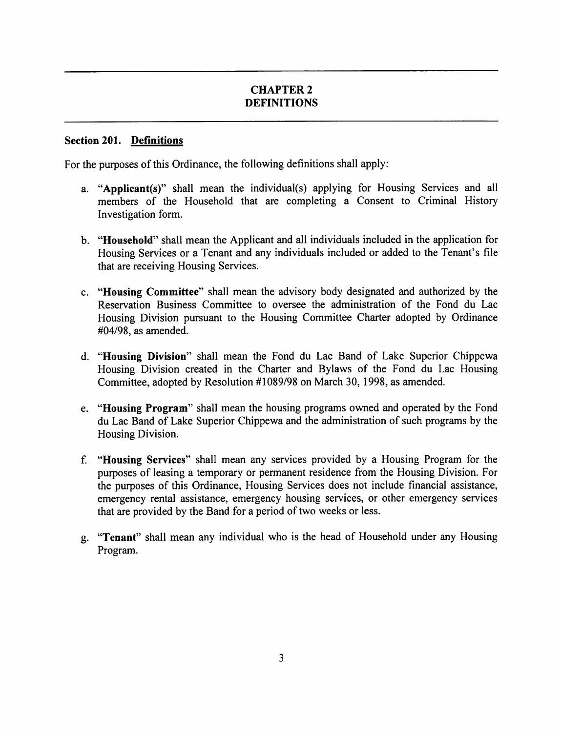# CHAPTER 2
# DEFINITIONS

## Section 201. <u>Definitions</u>

For the purposes of this Ordinance, the following definitions shall apply:

a. "**Applicant(s)**" shall mean the individual(s) applying for Housing Services and all members of the Household that are completing a Consent to Criminal History Investigation form.

b. "**Household**" shall mean the Applicant and all individuals included in the application for Housing Services or a Tenant and any individuals included or added to the Tenant's file that are receiving Housing Services.

c. "**Housing Committee**" shall mean the advisory body designated and authorized by the Reservation Business Committee to oversee the administration of the Fond du Lac Housing Division pursuant to the Housing Committee Charter adopted by Ordinance #04/98, as amended.

d. "**Housing Division**" shall mean the Fond du Lac Band of Lake Superior Chippewa Housing Division created in the Charter and Bylaws of the Fond du Lac Housing Committee, adopted by Resolution #1089/98 on March 30, 1998, as amended.

e. "**Housing Program**" shall mean the housing programs owned and operated by the Fond du Lac Band of Lake Superior Chippewa and the administration of such programs by the Housing Division.

f. "**Housing Services**" shall mean any services provided by a Housing Program for the purposes of leasing a temporary or permanent residence from the Housing Division. For the purposes of this Ordinance, Housing Services does not include financial assistance, emergency rental assistance, emergency housing services, or other emergency services that are provided by the Band for a period of two weeks or less.

g. "**Tenant**" shall mean any individual who is the head of Household under any Housing Program.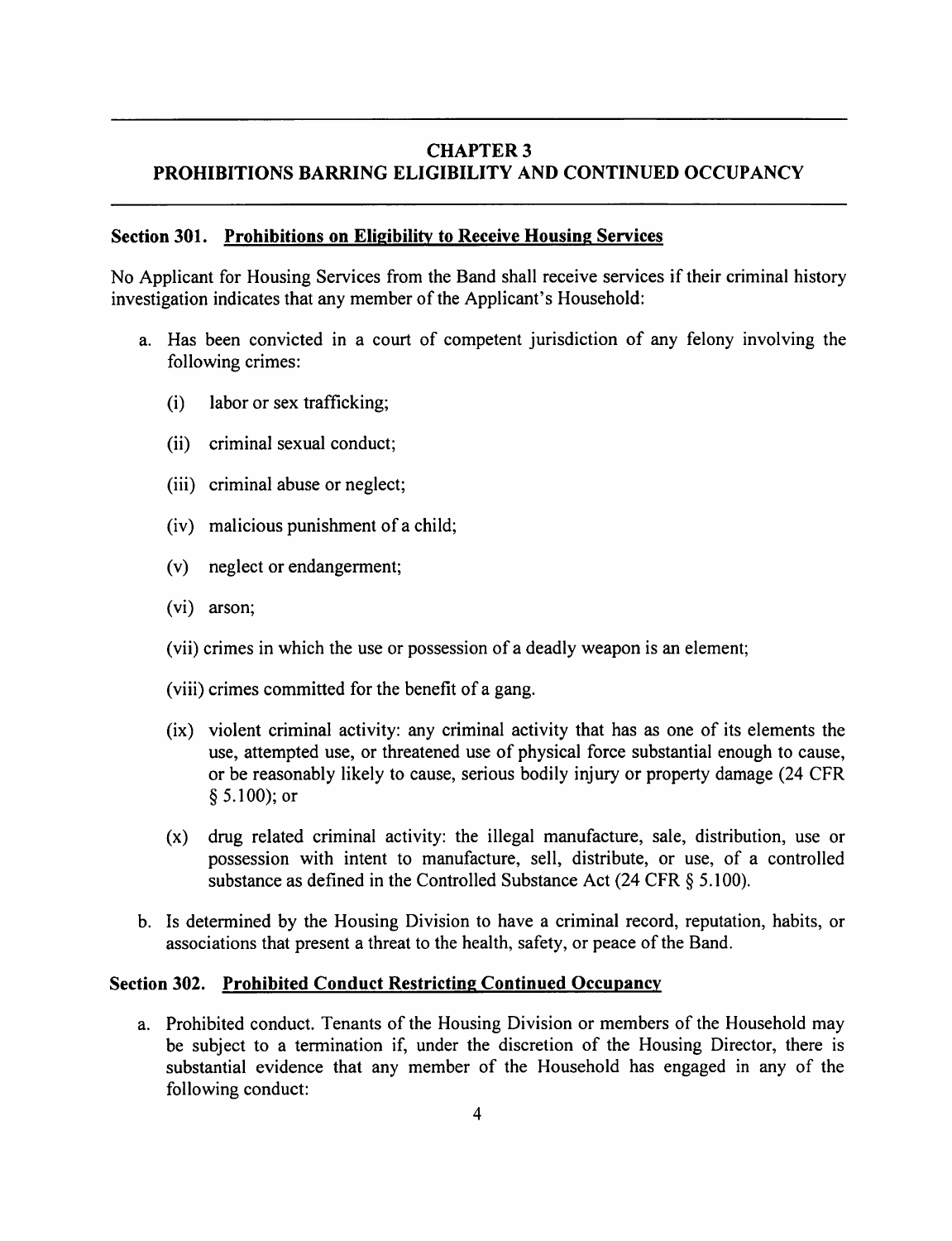## CHAPTER 3
## PROHIBITIONS BARRING ELIGIBILITY AND CONTINUED OCCUPANCY

### Section 301. Prohibitions on Eligibility to Receive Housing Services

No Applicant for Housing Services from the Band shall receive services if their criminal history investigation indicates that any member of the Applicant's Household:

a. Has been convicted in a court of competent jurisdiction of any felony involving the following crimes:

   (i) labor or sex trafficking;

   (ii) criminal sexual conduct;

   (iii) criminal abuse or neglect;

   (iv) malicious punishment of a child;

   (v) neglect or endangerment;

   (vi) arson;

   (vii) crimes in which the use or possession of a deadly weapon is an element;

   (viii) crimes committed for the benefit of a gang.

   (ix) violent criminal activity: any criminal activity that has as one of its elements the use, attempted use, or threatened use of physical force substantial enough to cause, or be reasonably likely to cause, serious bodily injury or property damage (24 CFR § 5.100); or

   (x) drug related criminal activity: the illegal manufacture, sale, distribution, use or possession with intent to manufacture, sell, distribute, or use, of a controlled substance as defined in the Controlled Substance Act (24 CFR § 5.100).

b. Is determined by the Housing Division to have a criminal record, reputation, habits, or associations that present a threat to the health, safety, or peace of the Band.

### Section 302. Prohibited Conduct Restricting Continued Occupancy

a. Prohibited conduct. Tenants of the Housing Division or members of the Household may be subject to a termination if, under the discretion of the Housing Director, there is substantial evidence that any member of the Household has engaged in any of the following conduct: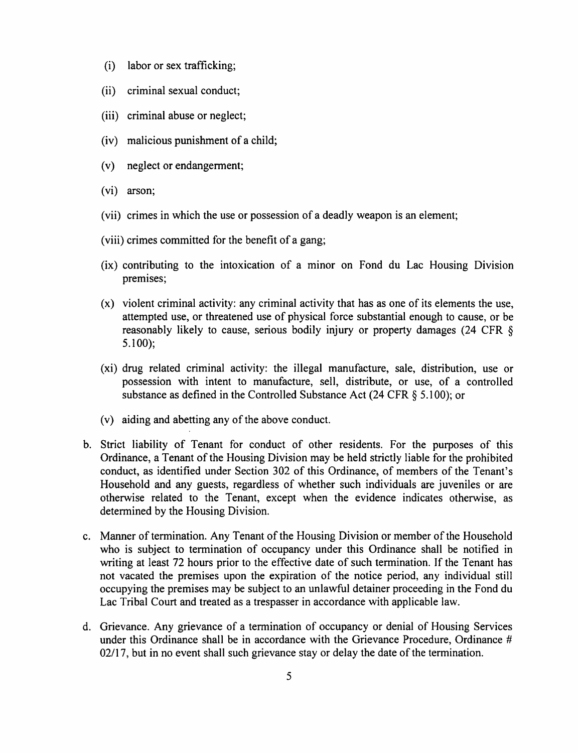(i) labor or sex trafficking;

(ii) criminal sexual conduct;

(iii) criminal abuse or neglect;

(iv) malicious punishment of a child;

(v) neglect or endangerment;

(vi) arson;

(vii) crimes in which the use or possession of a deadly weapon is an element;

(viii) crimes committed for the benefit of a gang;

(ix) contributing to the intoxication of a minor on Fond du Lac Housing Division premises;

(x) violent criminal activity: any criminal activity that has as one of its elements the use, attempted use, or threatened use of physical force substantial enough to cause, or be reasonably likely to cause, serious bodily injury or property damages (24 CFR § 5.100);

(xi) drug related criminal activity: the illegal manufacture, sale, distribution, use or possession with intent to manufacture, sell, distribute, or use, of a controlled substance as defined in the Controlled Substance Act (24 CFR § 5.100); or

(v) aiding and abetting any of the above conduct.

b. Strict liability of Tenant for conduct of other residents. For the purposes of this Ordinance, a Tenant of the Housing Division may be held strictly liable for the prohibited conduct, as identified under Section 302 of this Ordinance, of members of the Tenant's Household and any guests, regardless of whether such individuals are juveniles or are otherwise related to the Tenant, except when the evidence indicates otherwise, as determined by the Housing Division.

c. Manner of termination. Any Tenant of the Housing Division or member of the Household who is subject to termination of occupancy under this Ordinance shall be notified in writing at least 72 hours prior to the effective date of such termination. If the Tenant has not vacated the premises upon the expiration of the notice period, any individual still occupying the premises may be subject to an unlawful detainer proceeding in the Fond du Lac Tribal Court and treated as a trespasser in accordance with applicable law.

d. Grievance. Any grievance of a termination of occupancy or denial of Housing Services under this Ordinance shall be in accordance with the Grievance Procedure, Ordinance # 02/17, but in no event shall such grievance stay or delay the date of the termination.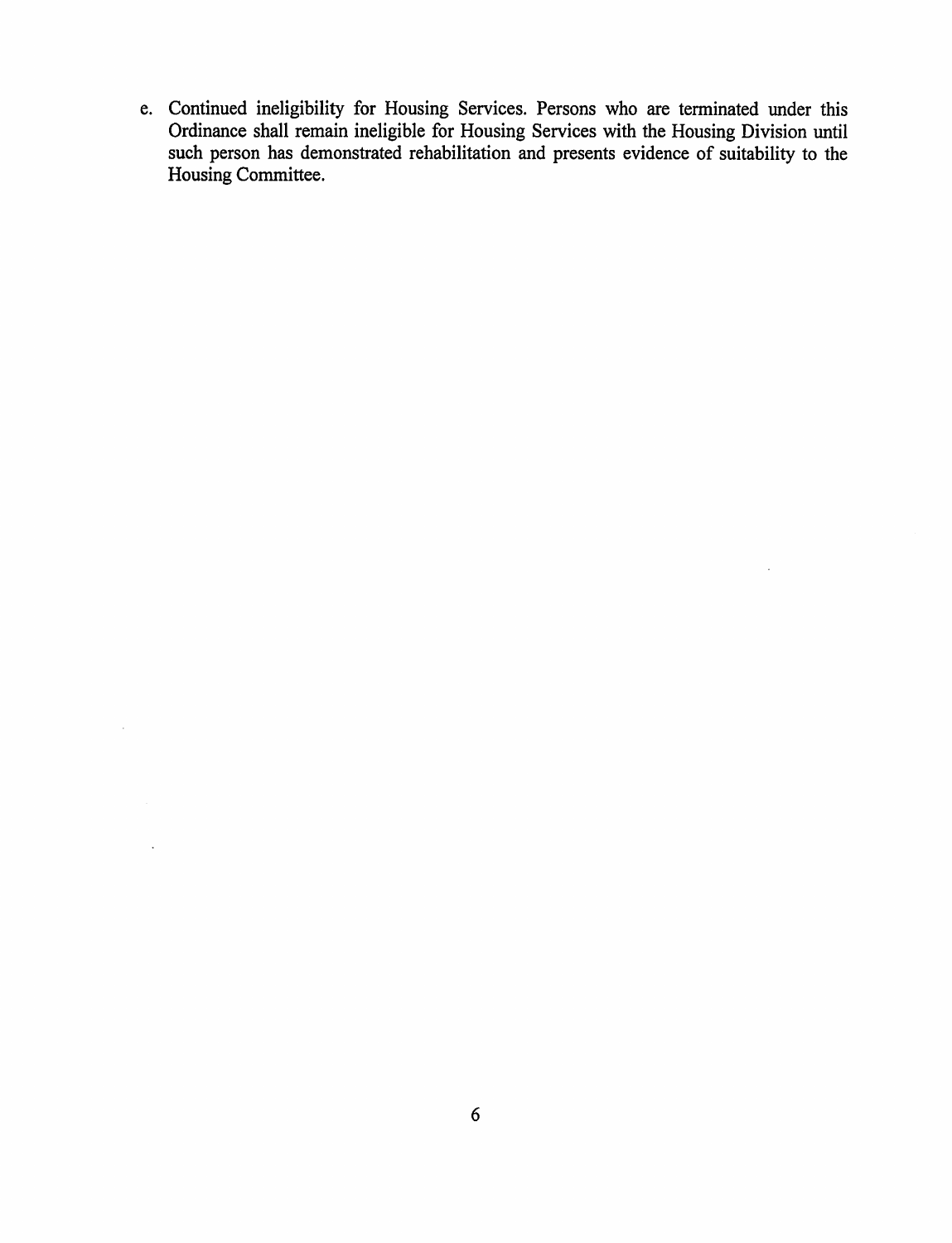e. Continued ineligibility for Housing Services. Persons who are terminated under this Ordinance shall remain ineligible for Housing Services with the Housing Division until such person has demonstrated rehabilitation and presents evidence of suitability to the Housing Committee.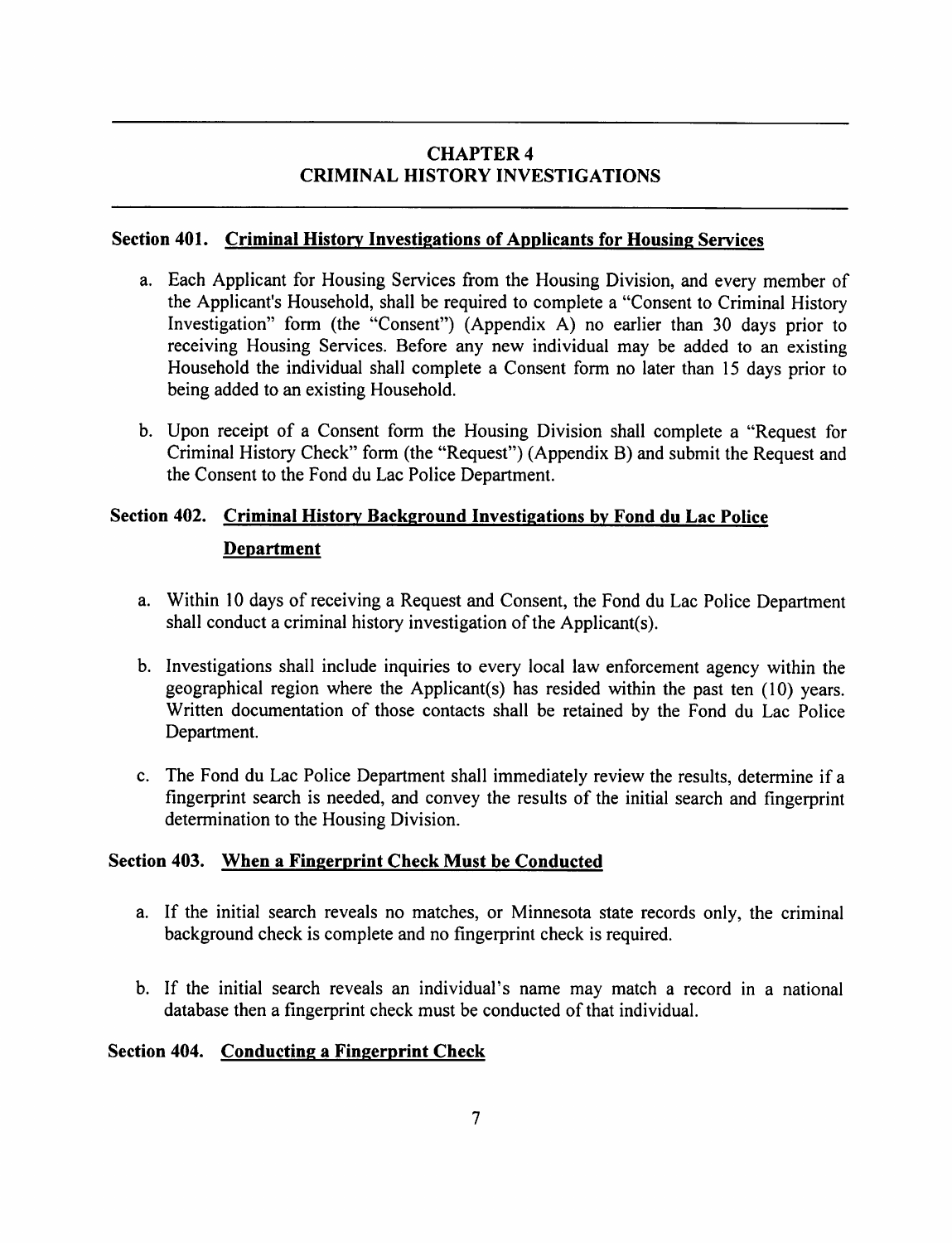# CHAPTER 4
# CRIMINAL HISTORY INVESTIGATIONS

### Section 401. Criminal History Investigations of Applicants for Housing Services

a. Each Applicant for Housing Services from the Housing Division, and every member of the Applicant's Household, shall be required to complete a "Consent to Criminal History Investigation" form (the "Consent") (Appendix A) no earlier than 30 days prior to receiving Housing Services. Before any new individual may be added to an existing Household the individual shall complete a Consent form no later than 15 days prior to being added to an existing Household.

b. Upon receipt of a Consent form the Housing Division shall complete a "Request for Criminal History Check" form (the "Request") (Appendix B) and submit the Request and the Consent to the Fond du Lac Police Department.

### Section 402. Criminal History Background Investigations by Fond du Lac Police Department

a. Within 10 days of receiving a Request and Consent, the Fond du Lac Police Department shall conduct a criminal history investigation of the Applicant(s).

b. Investigations shall include inquiries to every local law enforcement agency within the geographical region where the Applicant(s) has resided within the past ten (10) years. Written documentation of those contacts shall be retained by the Fond du Lac Police Department.

c. The Fond du Lac Police Department shall immediately review the results, determine if a fingerprint search is needed, and convey the results of the initial search and fingerprint determination to the Housing Division.

### Section 403. When a Fingerprint Check Must be Conducted

a. If the initial search reveals no matches, or Minnesota state records only, the criminal background check is complete and no fingerprint check is required.

b. If the initial search reveals an individual's name may match a record in a national database then a fingerprint check must be conducted of that individual.

### Section 404. Conducting a Fingerprint Check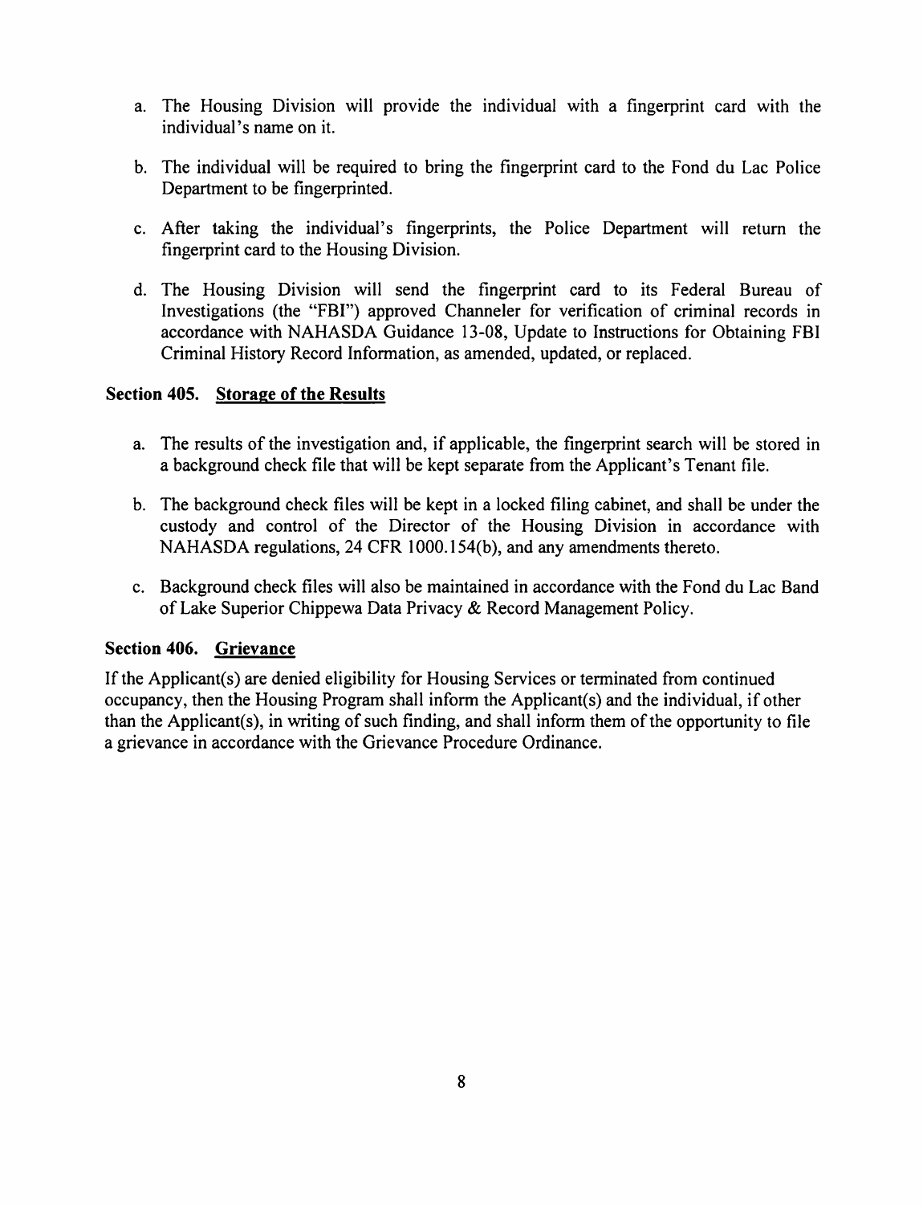a. The Housing Division will provide the individual with a fingerprint card with the individual's name on it.

b. The individual will be required to bring the fingerprint card to the Fond du Lac Police Department to be fingerprinted.

c. After taking the individual's fingerprints, the Police Department will return the fingerprint card to the Housing Division.

d. The Housing Division will send the fingerprint card to its Federal Bureau of Investigations (the "FBI") approved Channeler for verification of criminal records in accordance with NAHASDA Guidance 13-08, Update to Instructions for Obtaining FBI Criminal History Record Information, as amended, updated, or replaced.

### Section 405. Storage of the Results

a. The results of the investigation and, if applicable, the fingerprint search will be stored in a background check file that will be kept separate from the Applicant's Tenant file.

b. The background check files will be kept in a locked filing cabinet, and shall be under the custody and control of the Director of the Housing Division in accordance with NAHASDA regulations, 24 CFR 1000.154(b), and any amendments thereto.

c. Background check files will also be maintained in accordance with the Fond du Lac Band of Lake Superior Chippewa Data Privacy & Record Management Policy.

### Section 406. Grievance

If the Applicant(s) are denied eligibility for Housing Services or terminated from continued occupancy, then the Housing Program shall inform the Applicant(s) and the individual, if other than the Applicant(s), in writing of such finding, and shall inform them of the opportunity to file a grievance in accordance with the Grievance Procedure Ordinance.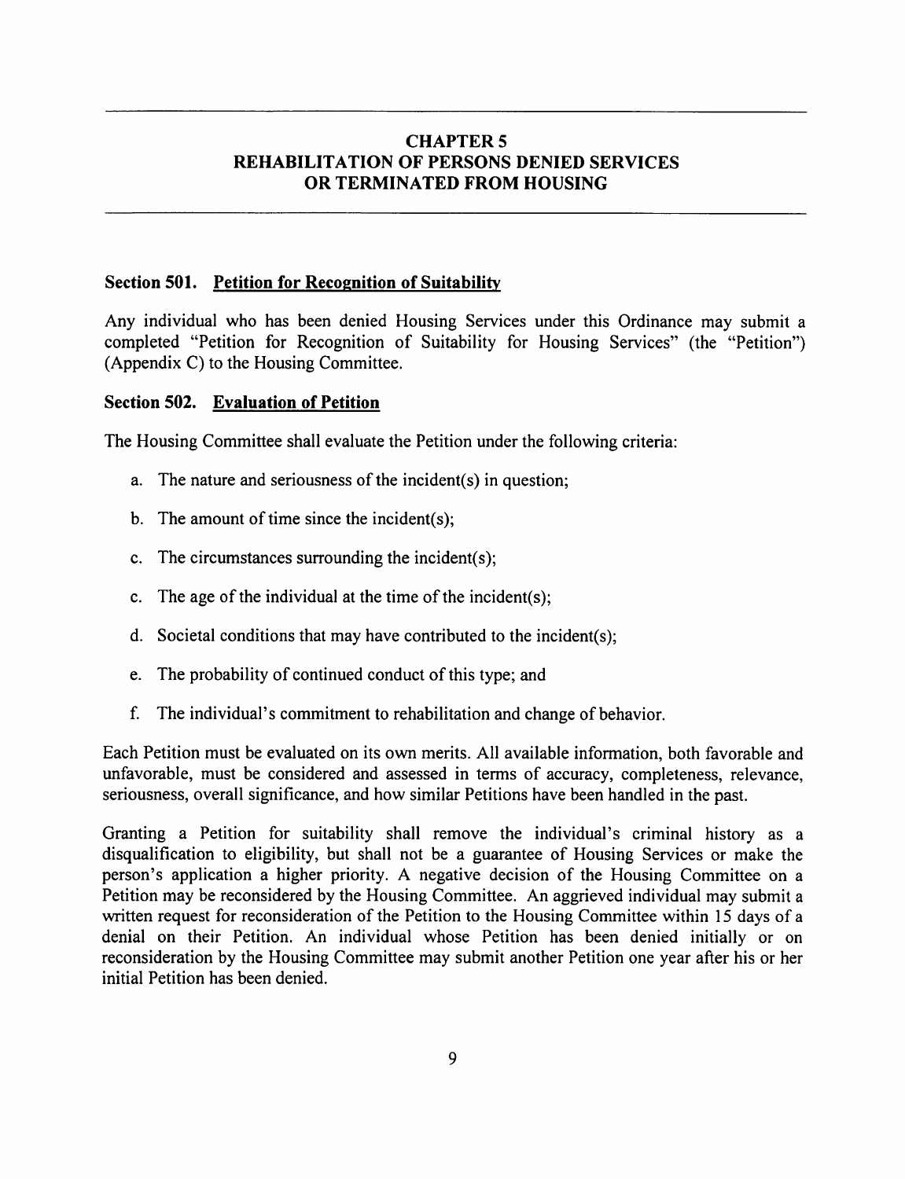## CHAPTER 5
## REHABILITATION OF PERSONS DENIED SERVICES OR TERMINATED FROM HOUSING

### Section 501. Petition for Recognition of Suitability

Any individual who has been denied Housing Services under this Ordinance may submit a completed "Petition for Recognition of Suitability for Housing Services" (the "Petition") (Appendix C) to the Housing Committee.

### Section 502. Evaluation of Petition

The Housing Committee shall evaluate the Petition under the following criteria:

a. The nature and seriousness of the incident(s) in question;

b. The amount of time since the incident(s);

c. The circumstances surrounding the incident(s);

c. The age of the individual at the time of the incident(s);

d. Societal conditions that may have contributed to the incident(s);

e. The probability of continued conduct of this type; and

f. The individual's commitment to rehabilitation and change of behavior.

Each Petition must be evaluated on its own merits. All available information, both favorable and unfavorable, must be considered and assessed in terms of accuracy, completeness, relevance, seriousness, overall significance, and how similar Petitions have been handled in the past.

Granting a Petition for suitability shall remove the individual's criminal history as a disqualification to eligibility, but shall not be a guarantee of Housing Services or make the person's application a higher priority. A negative decision of the Housing Committee on a Petition may be reconsidered by the Housing Committee. An aggrieved individual may submit a written request for reconsideration of the Petition to the Housing Committee within 15 days of a denial on their Petition. An individual whose Petition has been denied initially or on reconsideration by the Housing Committee may submit another Petition one year after his or her initial Petition has been denied.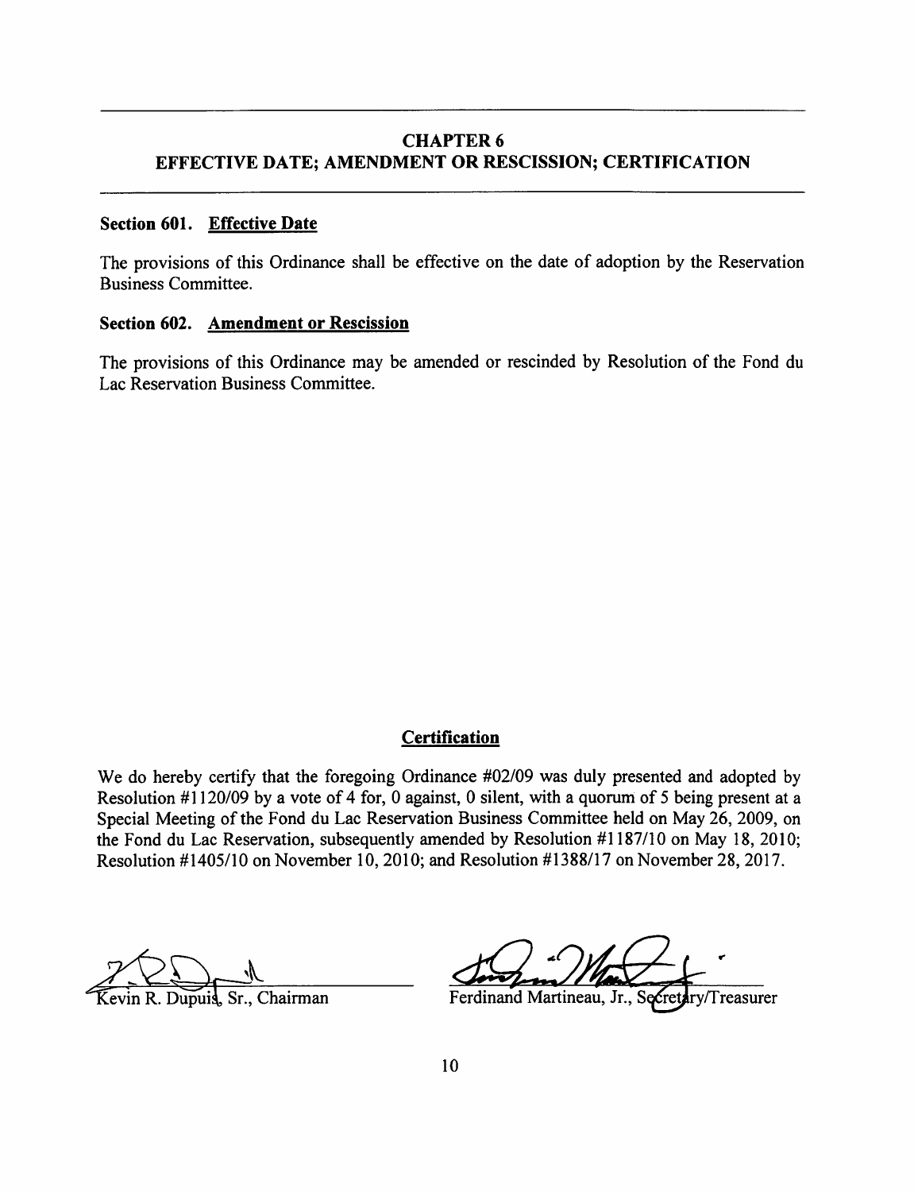## CHAPTER 6
## EFFECTIVE DATE; AMENDMENT OR RESCISSION; CERTIFICATION

### Section 601. Effective Date

The provisions of this Ordinance shall be effective on the date of adoption by the Reservation Business Committee.

### Section 602. Amendment or Rescission

The provisions of this Ordinance may be amended or rescinded by Resolution of the Fond du Lac Reservation Business Committee.

### Certification

We do hereby certify that the foregoing Ordinance #02/09 was duly presented and adopted by Resolution #1120/09 by a vote of 4 for, 0 against, 0 silent, with a quorum of 5 being present at a Special Meeting of the Fond du Lac Reservation Business Committee held on May 26, 2009, on the Fond du Lac Reservation, subsequently amended by Resolution #1187/10 on May 18, 2010; Resolution #1405/10 on November 10, 2010; and Resolution #1388/17 on November 28, 2017.

Kevin R. Dupuis, Sr., Chairman

Ferdinand Martineau, Jr., Secretary/Treasurer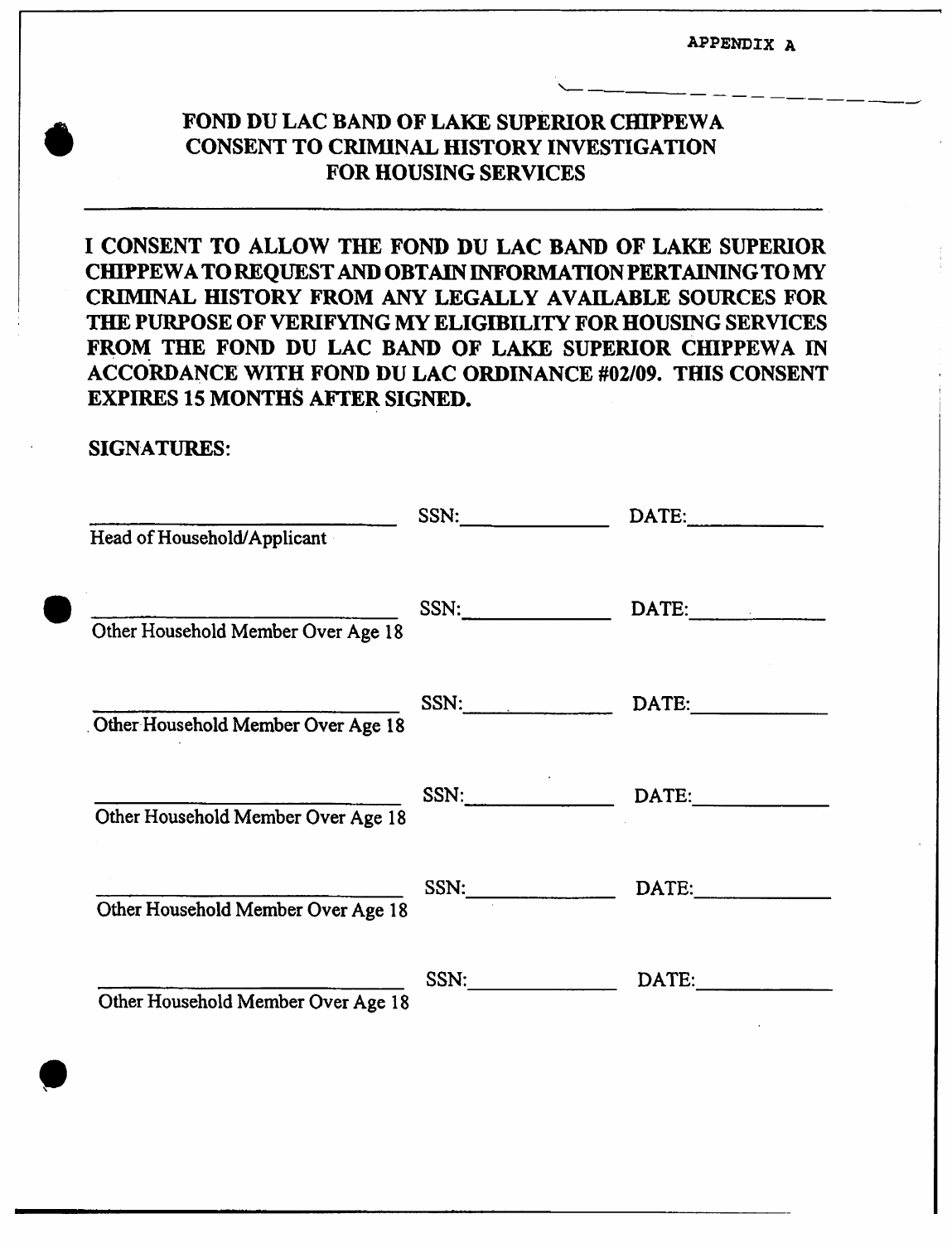APPENDIX A

# FOND DU LAC BAND OF LAKE SUPERIOR CHIPPEWA CONSENT TO CRIMINAL HISTORY INVESTIGATION FOR HOUSING SERVICES

**I CONSENT TO ALLOW THE FOND DU LAC BAND OF LAKE SUPERIOR CHIPPEWA TO REQUEST AND OBTAIN INFORMATION PERTAINING TO MY CRIMINAL HISTORY FROM ANY LEGALLY AVAILABLE SOURCES FOR THE PURPOSE OF VERIFYING MY ELIGIBILITY FOR HOUSING SERVICES FROM THE FOND DU LAC BAND OF LAKE SUPERIOR CHIPPEWA IN ACCORDANCE WITH FOND DU LAC ORDINANCE #02/09. THIS CONSENT EXPIRES 15 MONTHS AFTER SIGNED.**

**SIGNATURES:**

______________________________ SSN:______________ DATE:______________
Head of Household/Applicant

______________________________ SSN:______________ DATE:______________
Other Household Member Over Age 18

______________________________ SSN:______________ DATE:______________
Other Household Member Over Age 18

______________________________ SSN:______________ DATE:______________
Other Household Member Over Age 18

______________________________ SSN:______________ DATE:______________
Other Household Member Over Age 18

______________________________ SSN:______________ DATE:______________
Other Household Member Over Age 18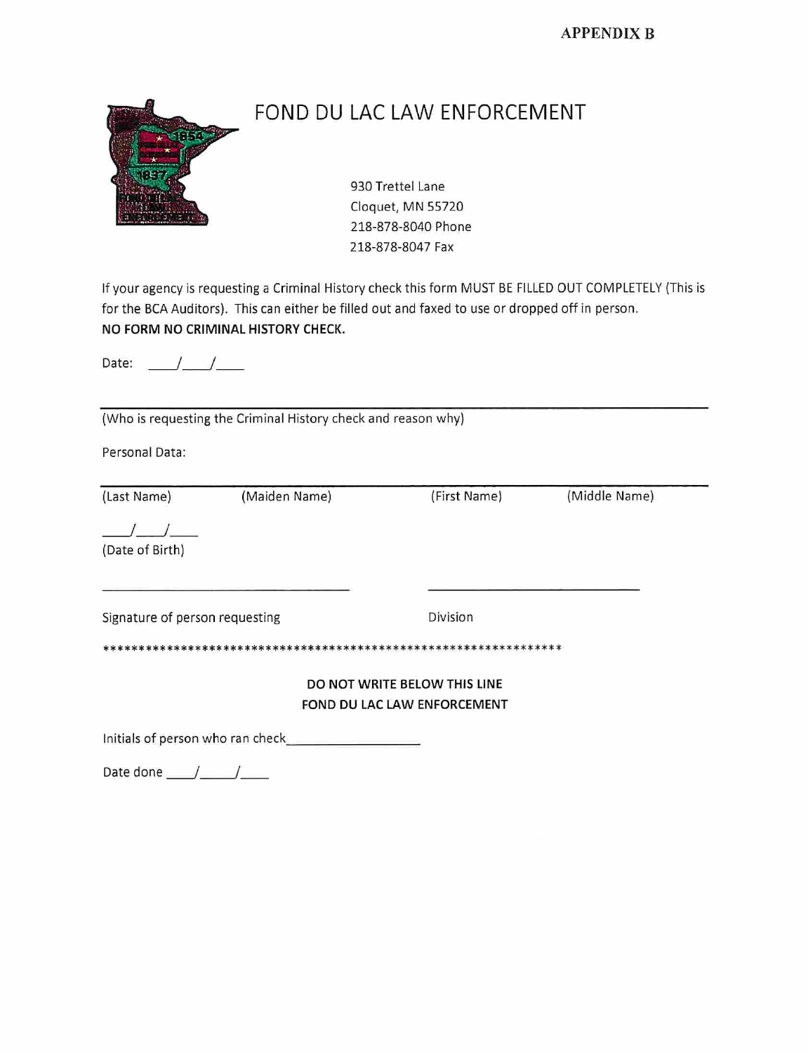**APPENDIX B**

# FOND DU LAC LAW ENFORCEMENT

930 Trettel Lane
Cloquet, MN 55720
218-878-8040 Phone
218-878-8047 Fax

If your agency is requesting a Criminal History check this form MUST BE FILLED OUT COMPLETELY (This is for the BCA Auditors). This can either be filled out and faxed to use or dropped off in person.
**NO FORM NO CRIMINAL HISTORY CHECK.**

Date: \_\_\_\_/\_\_\_\_/\_\_\_\_

\_\_\_\_\_\_\_\_\_\_\_\_\_\_\_\_\_\_\_\_\_\_\_\_\_\_\_\_\_\_\_\_\_\_\_\_\_\_\_\_\_\_\_\_\_\_\_\_\_\_\_\_\_\_\_\_\_\_\_\_\_\_
(Who is requesting the Criminal History check and reason why)

Personal Data:

\_\_\_\_\_\_\_\_\_\_\_\_\_\_\_\_\_\_\_\_\_\_\_\_\_\_\_\_\_\_\_\_\_\_\_\_\_\_\_\_\_\_\_\_\_\_\_\_\_\_\_\_\_\_\_\_\_\_\_\_\_\_
(Last Name) (Maiden Name) (First Name) (Middle Name)

\_\_\_\_/\_\_\_\_/\_\_\_\_
(Date of Birth)

\_\_\_\_\_\_\_\_\_\_\_\_\_\_\_\_\_\_\_\_\_\_\_\_\_\_\_\_ \_\_\_\_\_\_\_\_\_\_\_\_\_\_\_\_\_\_\_\_\_\_\_\_\_\_\_\_

Signature of person requesting Division

*****************************************************************

**DO NOT WRITE BELOW THIS LINE**
**FOND DU LAC LAW ENFORCEMENT**

Initials of person who ran check\_\_\_\_\_\_\_\_\_\_\_\_\_\_\_\_\_\_

Date done \_\_\_\_/\_\_\_\_\_/\_\_\_\_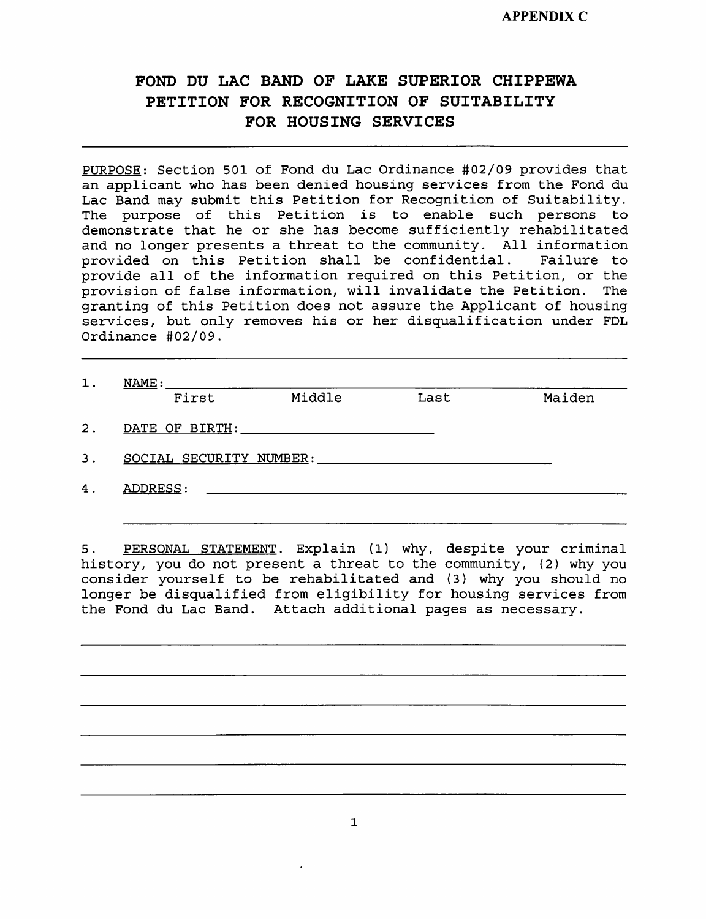APPENDIX C

# FOND DU LAC BAND OF LAKE SUPERIOR CHIPPEWA
# PETITION FOR RECOGNITION OF SUITABILITY FOR HOUSING SERVICES

---

PURPOSE: Section 501 of Fond du Lac Ordinance #02/09 provides that an applicant who has been denied housing services from the Fond du Lac Band may submit this Petition for Recognition of Suitability. The purpose of this Petition is to enable such persons to demonstrate that he or she has become sufficiently rehabilitated and no longer presents a threat to the community. All information provided on this Petition shall be confidential. Failure to provide all of the information required on this Petition, or the provision of false information, will invalidate the Petition. The granting of this Petition does not assure the Applicant of housing services, but only removes his or her disqualification under FDL Ordinance #02/09.

---

1. NAME: ______________________________________________
   First          Middle          Last          Maiden

2. DATE OF BIRTH: ____________________

3. SOCIAL SECURITY NUMBER: ____________________

4. ADDRESS: ______________________________________________

   ______________________________________________

5. PERSONAL STATEMENT. Explain (1) why, despite your criminal history, you do not present a threat to the community, (2) why you consider yourself to be rehabilitated and (3) why you should no longer be disqualified from eligibility for housing services from the Fond du Lac Band. Attach additional pages as necessary.

______________________________________________

______________________________________________

______________________________________________

______________________________________________

______________________________________________

______________________________________________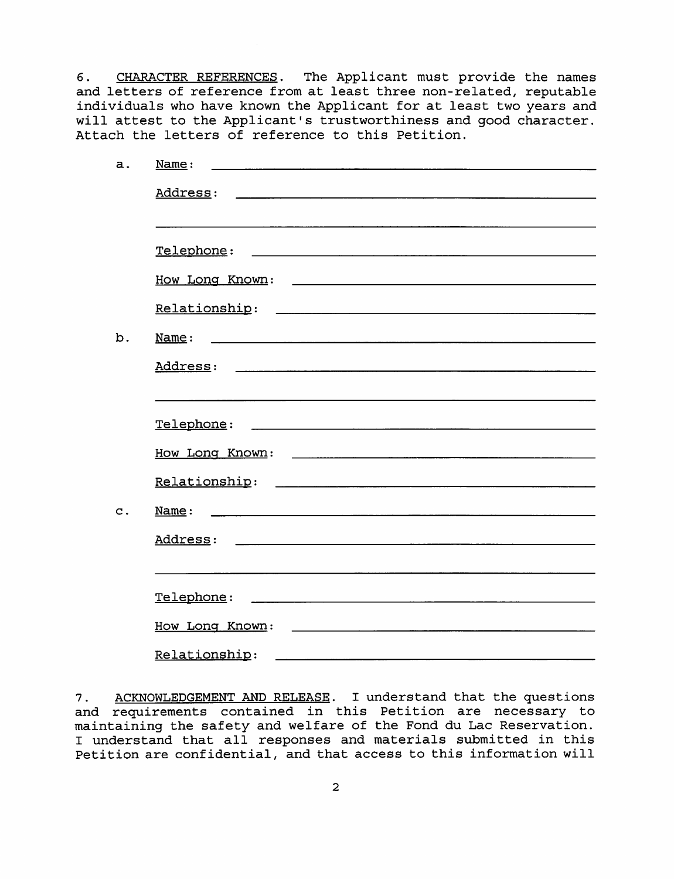6. <u>CHARACTER REFERENCES</u>. The Applicant must provide the names and letters of reference from at least three non-related, reputable individuals who have known the Applicant for at least two years and will attest to the Applicant's trustworthiness and good character. Attach the letters of reference to this Petition.

a. <u>Name</u>: ______________________________

<u>Address</u>: ______________________________

______________________________

<u>Telephone</u>: ______________________________

<u>How Long Known</u>: ______________________________

<u>Relationship</u>: ______________________________

b. <u>Name</u>: ______________________________

<u>Address</u>: ______________________________

______________________________

<u>Telephone</u>: ______________________________

<u>How Long Known</u>: ______________________________

<u>Relationship</u>: ______________________________

c. <u>Name</u>: ______________________________

<u>Address</u>: ______________________________

______________________________

<u>Telephone</u>: ______________________________

<u>How Long Known</u>: ______________________________

<u>Relationship</u>: ______________________________

7. <u>ACKNOWLEDGEMENT AND RELEASE</u>. I understand that the questions and requirements contained in this Petition are necessary to maintaining the safety and welfare of the Fond du Lac Reservation. I understand that all responses and materials submitted in this Petition are confidential, and that access to this information will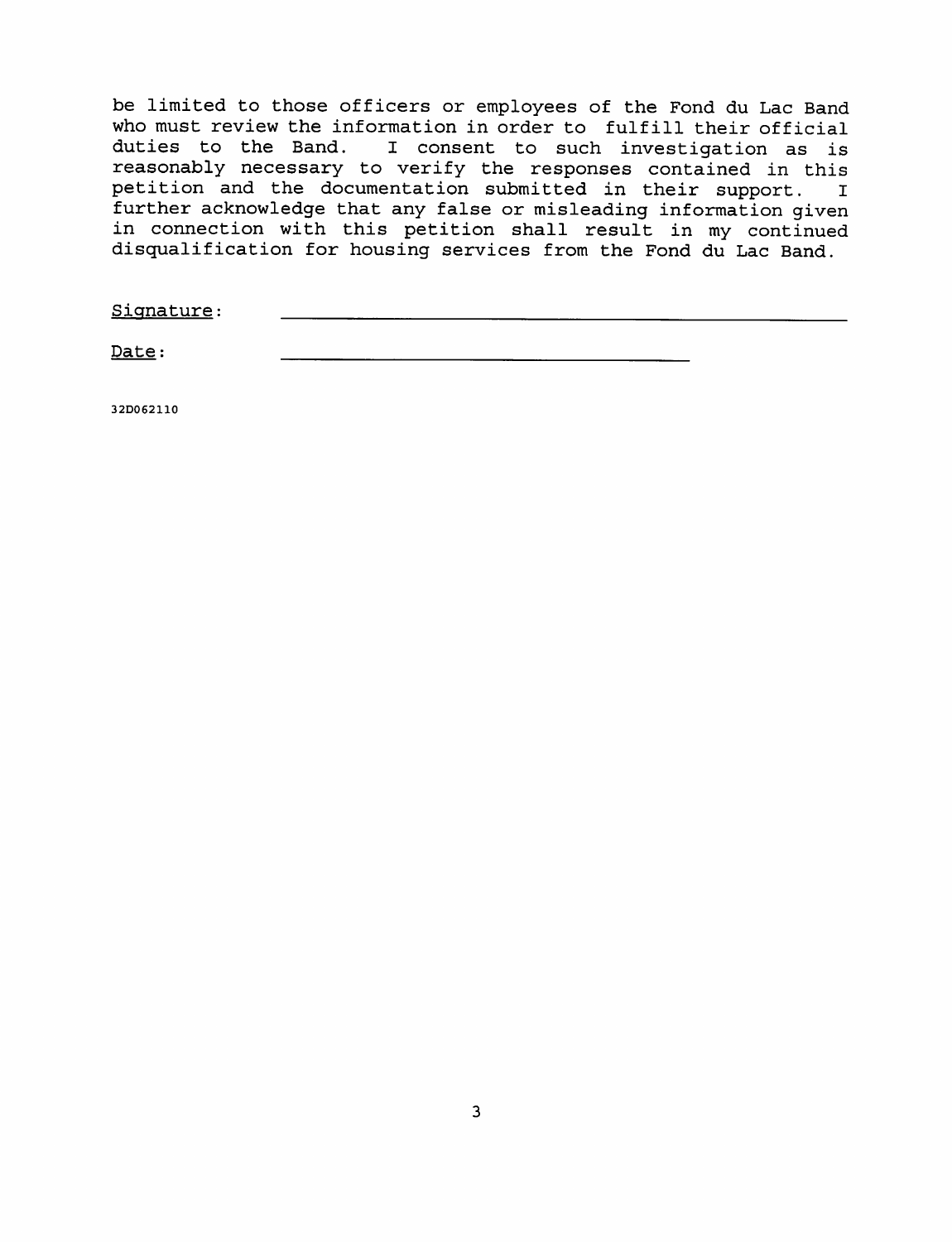be limited to those officers or employees of the Fond du Lac Band who must review the information in order to fulfill their official duties to the Band. I consent to such investigation as is reasonably necessary to verify the responses contained in this petition and the documentation submitted in their support. I further acknowledge that any false or misleading information given in connection with this petition shall result in my continued disqualification for housing services from the Fond du Lac Band.

Signature: \_\_\_\_\_\_\_\_\_\_\_\_\_\_\_\_\_\_\_\_\_\_\_\_\_\_\_\_\_\_\_\_\_\_\_\_\_\_\_\_

Date: \_\_\_\_\_\_\_\_\_\_\_\_\_\_\_\_\_\_\_\_\_\_\_\_\_\_\_\_\_\_\_\_

32D062110